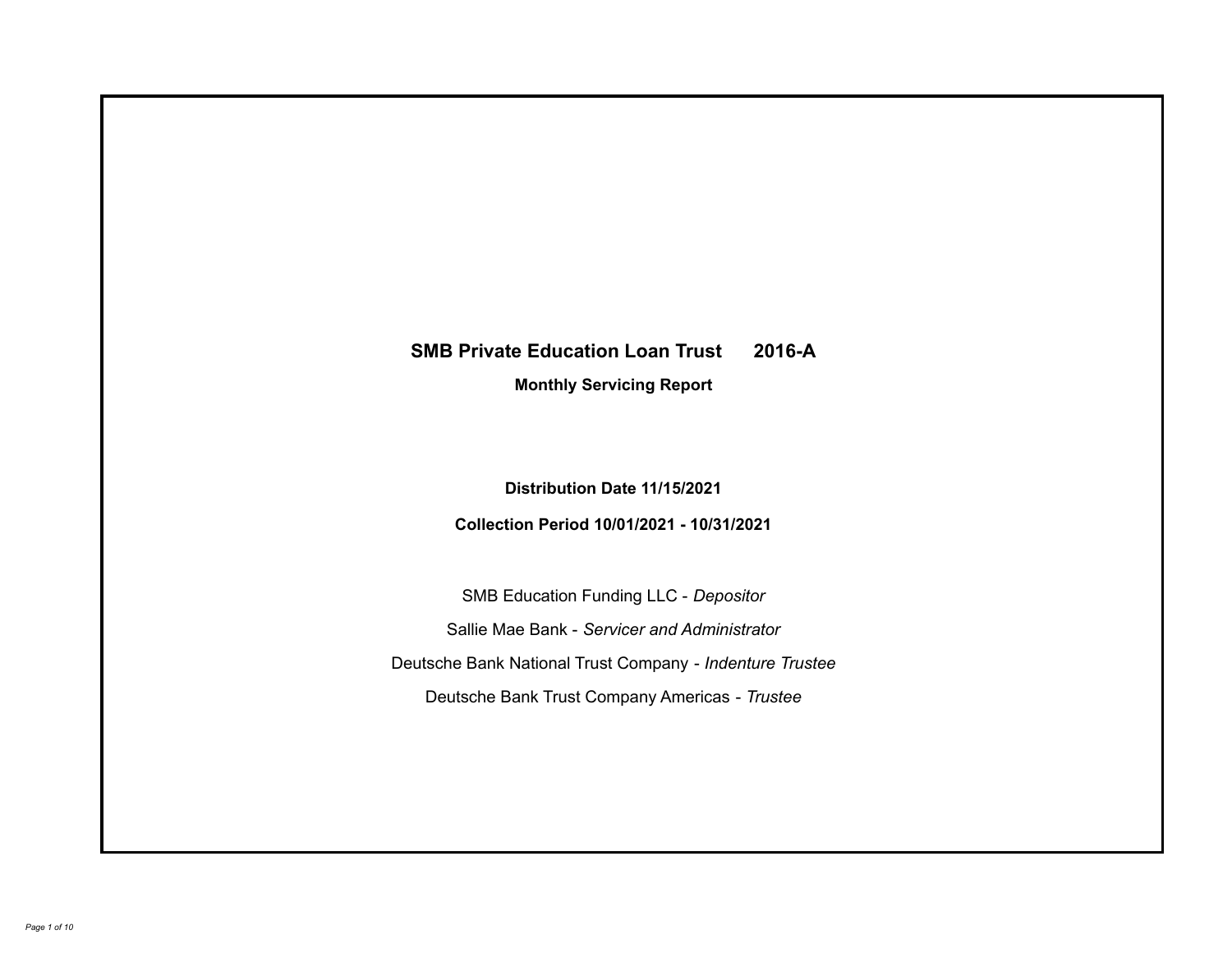# SMB Private Education Loan Trust 2016-A

**Monthly Servicing Report**

**Distribution Date 11/15/2021**

**Collection Period 10/01/2021 - 10/31/2021**

SMB Education Funding LLC - *Depositor*

Sallie Mae Bank - *Servicer and Administrator*

Deutsche Bank National Trust Company - *Indenture Trustee*

Deutsche Bank Trust Company Americas - *Trustee*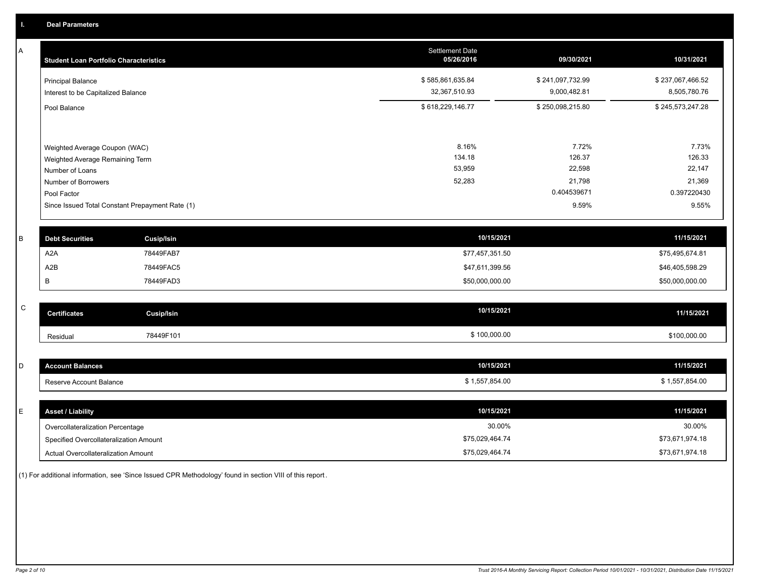## I. Deal Parameters

### A

| Student Loan Portfolio Characteristics | Settlement Date 05/26/2016 | 09/30/2021 | 10/31/2021 |
|---|---|---|---|
| Principal Balance | $ 585,861,635.84 | $ 241,097,732.99 | $ 237,067,466.52 |
| Interest to be Capitalized Balance | 32,367,510.93 | 9,000,482.81 | 8,505,780.76 |
| Pool Balance | $ 618,229,146.77 | $ 250,098,215.80 | $ 245,573,247.28 |
| Weighted Average Coupon (WAC) | 8.16% | 7.72% | 7.73% |
| Weighted Average Remaining Term | 134.18 | 126.37 | 126.33 |
| Number of Loans | 53,959 | 22,598 | 22,147 |
| Number of Borrowers | 52,283 | 21,798 | 21,369 |
| Pool Factor | | 0.404539671 | 0.397220430 |
| Since Issued Total Constant Prepayment Rate (1) | | 9.59% | 9.55% |

### B

| Debt Securities | Cusip/Isin | 10/15/2021 | 11/15/2021 |
|---|---|---|---|
| A2A | 78449FAB7 | $77,457,351.50 | $75,495,674.81 |
| A2B | 78449FAC5 | $47,611,399.56 | $46,405,598.29 |
| B | 78449FAD3 | $50,000,000.00 | $50,000,000.00 |

### C

| Certificates | Cusip/Isin | 10/15/2021 | 11/15/2021 |
|---|---|---|---|
| Residual | 78449F101 | $ 100,000.00 | $100,000.00 |

### D

| Account Balances | 10/15/2021 | 11/15/2021 |
|---|---|---|
| Reserve Account Balance | $ 1,557,854.00 | $ 1,557,854.00 |

### E

| Asset / Liability | 10/15/2021 | 11/15/2021 |
|---|---|---|
| Overcollateralization Percentage | 30.00% | 30.00% |
| Specified Overcollateralization Amount | $75,029,464.74 | $73,671,974.18 |
| Actual Overcollateralization Amount | $75,029,464.74 | $73,671,974.18 |

(1) For additional information, see 'Since Issued CPR Methodology' found in section VIII of this report.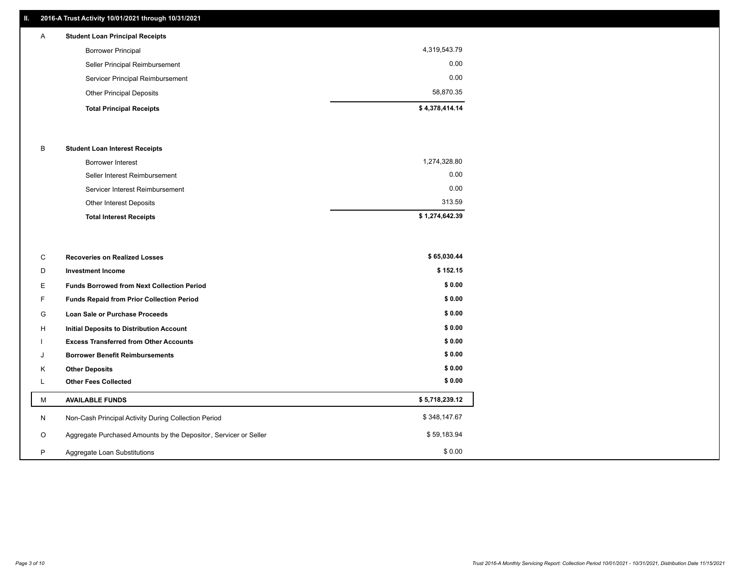## II. 2016-A Trust Activity 10/01/2021 through 10/31/2021

| | | |
|---|---|---|
| **A** | **Student Loan Principal Receipts** | |
| | Borrower Principal | 4,319,543.79 |
| | Seller Principal Reimbursement | 0.00 |
| | Servicer Principal Reimbursement | 0.00 |
| | Other Principal Deposits | 58,870.35 |
| | **Total Principal Receipts** | **$ 4,378,414.14** |
| **B** | **Student Loan Interest Receipts** | |
| | Borrower Interest | 1,274,328.80 |
| | Seller Interest Reimbursement | 0.00 |
| | Servicer Interest Reimbursement | 0.00 |
| | Other Interest Deposits | 313.59 |
| | **Total Interest Receipts** | **$ 1,274,642.39** |
| **C** | **Recoveries on Realized Losses** | **$ 65,030.44** |
| **D** | **Investment Income** | **$ 152.15** |
| **E** | **Funds Borrowed from Next Collection Period** | **$ 0.00** |
| **F** | **Funds Repaid from Prior Collection Period** | **$ 0.00** |
| **G** | **Loan Sale or Purchase Proceeds** | **$ 0.00** |
| **H** | **Initial Deposits to Distribution Account** | **$ 0.00** |
| **I** | **Excess Transferred from Other Accounts** | **$ 0.00** |
| **J** | **Borrower Benefit Reimbursements** | **$ 0.00** |
| **K** | **Other Deposits** | **$ 0.00** |
| **L** | **Other Fees Collected** | **$ 0.00** |
| **M** | **AVAILABLE FUNDS** | **$ 5,718,239.12** |
| N | Non-Cash Principal Activity During Collection Period | $ 348,147.67 |
| O | Aggregate Purchased Amounts by the Depositor, Servicer or Seller | $ 59,183.94 |
| P | Aggregate Loan Substitutions | $ 0.00 |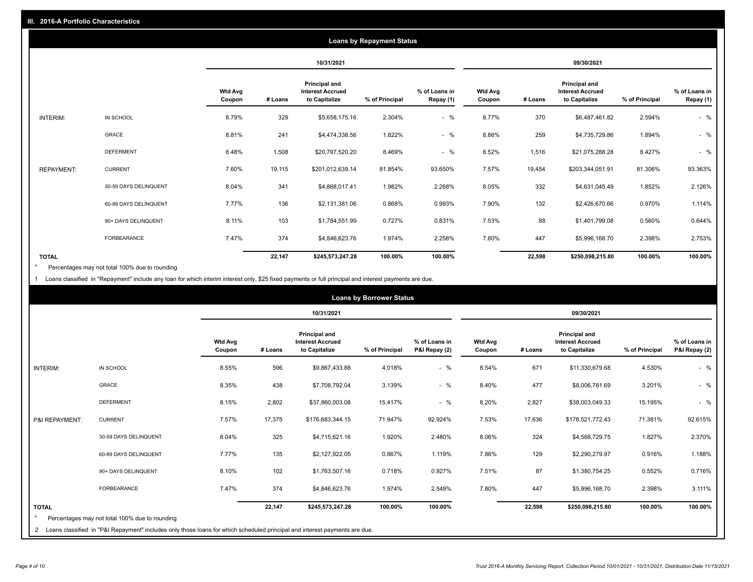## III. 2016-A Portfolio Characteristics

### Loans by Repayment Status

| | | 10/31/2021 | | | | | 09/30/2021 | | | | |
|---|---|---|---|---|---|---|---|---|---|---|---|
| | | Wtd Avg Coupon | # Loans | Principal and Interest Accrued to Capitalize | % of Principal | % of Loans in Repay (1) | Wtd Avg Coupon | # Loans | Principal and Interest Accrued to Capitalize | % of Principal | % of Loans in Repay (1) |
| INTERIM: | IN SCHOOL | 8.79% | 329 | $5,658,175.16 | 2.304% | - % | 8.77% | 370 | $6,487,461.82 | 2.594% | - % |
| | GRACE | 8.81% | 241 | $4,474,338.56 | 1.822% | - % | 8.86% | 259 | $4,735,729.86 | 1.894% | - % |
| | DEFERMENT | 8.48% | 1,508 | $20,797,520.20 | 8.469% | - % | 8.52% | 1,516 | $21,075,288.28 | 8.427% | - % |
| REPAYMENT: | CURRENT | 7.60% | 19,115 | $201,012,639.14 | 81.854% | 93.650% | 7.57% | 19,454 | $203,344,051.91 | 81.306% | 93.363% |
| | 30-59 DAYS DELINQUENT | 8.04% | 341 | $4,868,017.41 | 1.982% | 2.268% | 8.05% | 332 | $4,631,045.49 | 1.852% | 2.126% |
| | 60-89 DAYS DELINQUENT | 7.77% | 136 | $2,131,381.06 | 0.868% | 0.993% | 7.90% | 132 | $2,426,670.66 | 0.970% | 1.114% |
| | 90+ DAYS DELINQUENT | 8.11% | 103 | $1,784,551.99 | 0.727% | 0.831% | 7.53% | 88 | $1,401,799.08 | 0.560% | 0.644% |
| | FORBEARANCE | 7.47% | 374 | $4,846,623.76 | 1.974% | 2.258% | 7.80% | 447 | $5,996,168.70 | 2.398% | 2.753% |
| **TOTAL** | | | **22,147** | **$245,573,247.28** | **100.00%** | **100.00%** | | **22,598** | **$250,098,215.80** | **100.00%** | **100.00%** |

\* Percentages may not total 100% due to rounding

1 Loans classified in "Repayment" include any loan for which interim interest only, $25 fixed payments or full principal and interest payments are due.

### Loans by Borrower Status

| | | 10/31/2021 | | | | | 09/30/2021 | | | | |
|---|---|---|---|---|---|---|---|---|---|---|---|
| | | Wtd Avg Coupon | # Loans | Principal and Interest Accrued to Capitalize | % of Principal | % of Loans in P&I Repay (2) | Wtd Avg Coupon | # Loans | Principal and Interest Accrued to Capitalize | % of Principal | % of Loans in P&I Repay (2) |
| INTERIM: | IN SCHOOL | 8.55% | 596 | $9,867,433.88 | 4.018% | - % | 8.54% | 671 | $11,330,679.68 | 4.530% | - % |
| | GRACE | 8.35% | 438 | $7,708,792.04 | 3.139% | - % | 8.40% | 477 | $8,006,781.69 | 3.201% | - % |
| | DEFERMENT | 8.15% | 2,802 | $37,860,003.08 | 15.417% | - % | 8.20% | 2,827 | $38,003,049.33 | 15.195% | - % |
| P&I REPAYMENT: | CURRENT | 7.57% | 17,375 | $176,683,344.15 | 71.947% | 92.924% | 7.53% | 17,636 | $178,521,772.43 | 71.381% | 92.615% |
| | 30-59 DAYS DELINQUENT | 8.04% | 325 | $4,715,621.16 | 1.920% | 2.480% | 8.06% | 324 | $4,568,729.75 | 1.827% | 2.370% |
| | 60-89 DAYS DELINQUENT | 7.77% | 135 | $2,127,922.05 | 0.867% | 1.119% | 7.86% | 129 | $2,290,279.97 | 0.916% | 1.188% |
| | 90+ DAYS DELINQUENT | 8.10% | 102 | $1,763,507.16 | 0.718% | 0.927% | 7.51% | 87 | $1,380,754.25 | 0.552% | 0.716% |
| | FORBEARANCE | 7.47% | 374 | $4,846,623.76 | 1.974% | 2.549% | 7.80% | 447 | $5,996,168.70 | 2.398% | 3.111% |
| **TOTAL** | | | **22,147** | **$245,573,247.28** | **100.00%** | **100.00%** | | **22,598** | **$250,098,215.80** | **100.00%** | **100.00%** |

\* Percentages may not total 100% due to rounding

2 Loans classified in "P&I Repayment" includes only those loans for which scheduled principal and interest payments are due.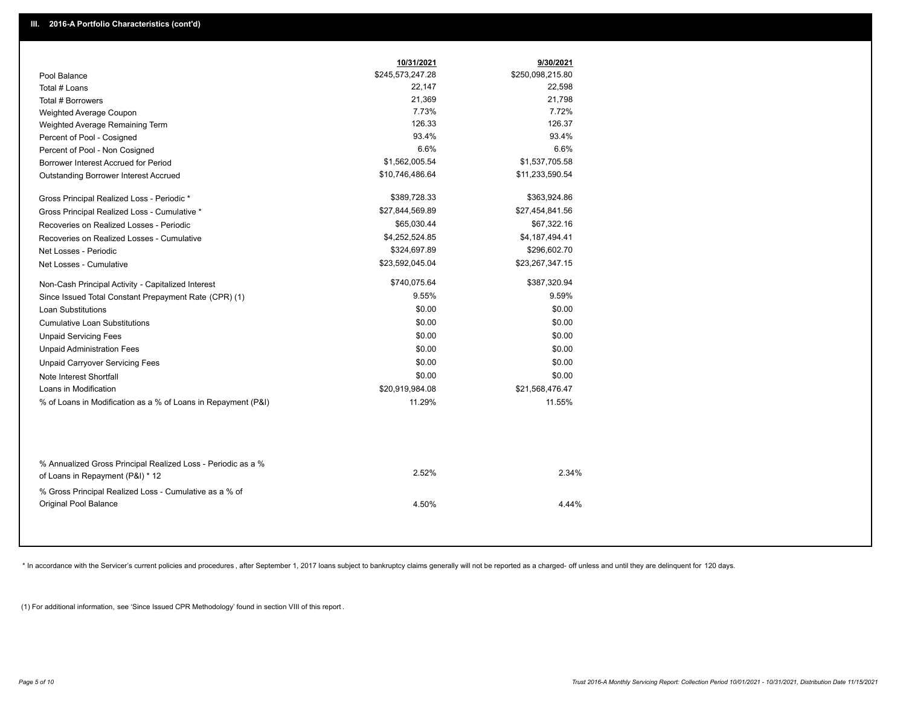## III. 2016-A Portfolio Characteristics (cont'd)

| | 10/31/2021 | 9/30/2021 |
|---|---|---|
| Pool Balance | $245,573,247.28 | $250,098,215.80 |
| Total # Loans | 22,147 | 22,598 |
| Total # Borrowers | 21,369 | 21,798 |
| Weighted Average Coupon | 7.73% | 7.72% |
| Weighted Average Remaining Term | 126.33 | 126.37 |
| Percent of Pool - Cosigned | 93.4% | 93.4% |
| Percent of Pool - Non Cosigned | 6.6% | 6.6% |
| Borrower Interest Accrued for Period | $1,562,005.54 | $1,537,705.58 |
| Outstanding Borrower Interest Accrued | $10,746,486.64 | $11,233,590.54 |
| Gross Principal Realized Loss - Periodic * | $389,728.33 | $363,924.86 |
| Gross Principal Realized Loss - Cumulative * | $27,844,569.89 | $27,454,841.56 |
| Recoveries on Realized Losses - Periodic | $65,030.44 | $67,322.16 |
| Recoveries on Realized Losses - Cumulative | $4,252,524.85 | $4,187,494.41 |
| Net Losses - Periodic | $324,697.89 | $296,602.70 |
| Net Losses - Cumulative | $23,592,045.04 | $23,267,347.15 |
| Non-Cash Principal Activity - Capitalized Interest | $740,075.64 | $387,320.94 |
| Since Issued Total Constant Prepayment Rate (CPR) (1) | 9.55% | 9.59% |
| Loan Substitutions | $0.00 | $0.00 |
| Cumulative Loan Substitutions | $0.00 | $0.00 |
| Unpaid Servicing Fees | $0.00 | $0.00 |
| Unpaid Administration Fees | $0.00 | $0.00 |
| Unpaid Carryover Servicing Fees | $0.00 | $0.00 |
| Note Interest Shortfall | $0.00 | $0.00 |
| Loans in Modification | $20,919,984.08 | $21,568,476.47 |
| % of Loans in Modification as a % of Loans in Repayment (P&I) | 11.29% | 11.55% |
| % Annualized Gross Principal Realized Loss - Periodic as a % of Loans in Repayment (P&I) * 12 | 2.52% | 2.34% |
| % Gross Principal Realized Loss - Cumulative as a % of Original Pool Balance | 4.50% | 4.44% |

\* In accordance with the Servicer's current policies and procedures, after September 1, 2017 loans subject to bankruptcy claims generally will not be reported as a charged- off unless and until they are delinquent for 120 days.

(1) For additional information, see 'Since Issued CPR Methodology' found in section VIII of this report .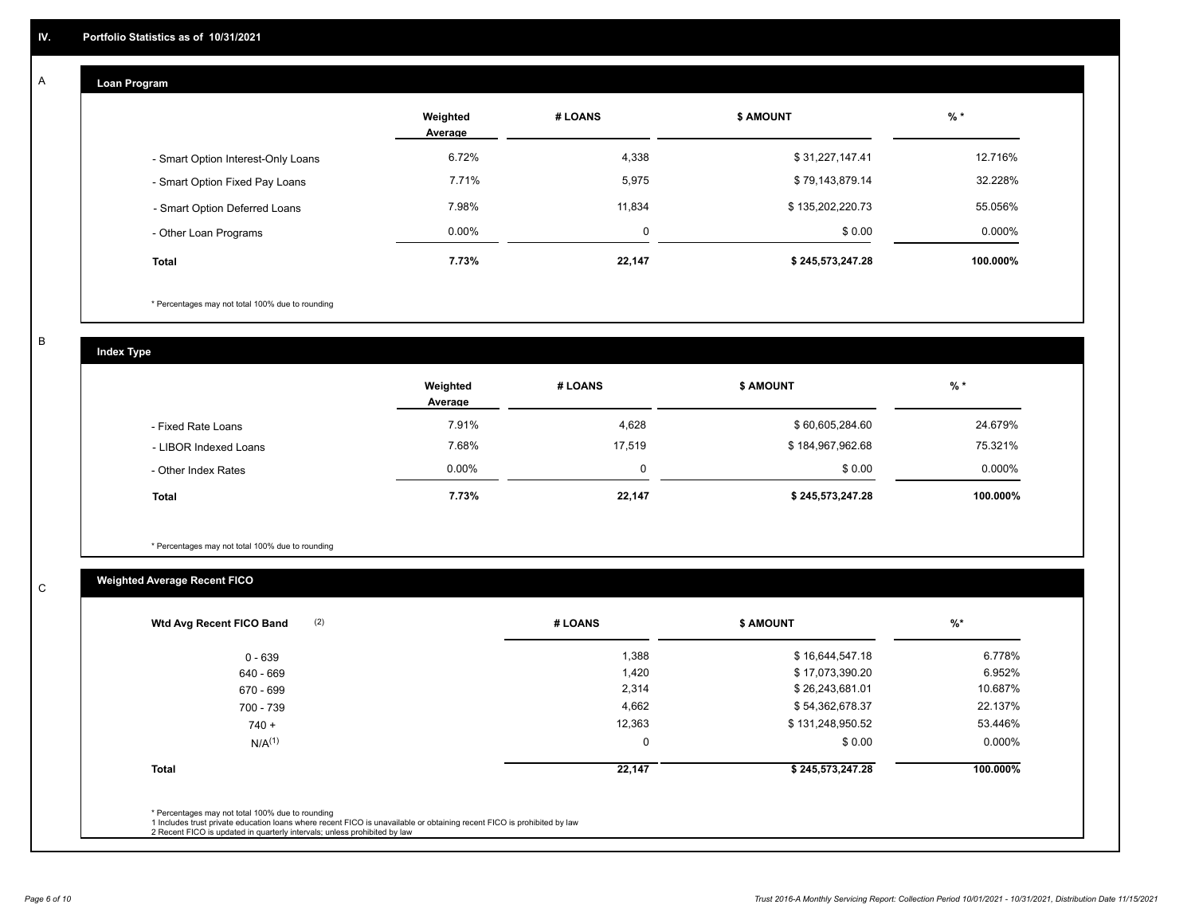## IV. Portfolio Statistics as of 10/31/2021

### A

#### Loan Program

| | Weighted Average | # LOANS | $ AMOUNT | % * |
|---|---|---|---|---|
| - Smart Option Interest-Only Loans | 6.72% | 4,338 | $ 31,227,147.41 | 12.716% |
| - Smart Option Fixed Pay Loans | 7.71% | 5,975 | $ 79,143,879.14 | 32.228% |
| - Smart Option Deferred Loans | 7.98% | 11,834 | $ 135,202,220.73 | 55.056% |
| - Other Loan Programs | 0.00% | 0 | $ 0.00 | 0.000% |
| **Total** | **7.73%** | **22,147** | **$ 245,573,247.28** | **100.000%** |

\* Percentages may not total 100% due to rounding

### B

#### Index Type

| | Weighted Average | # LOANS | $ AMOUNT | % * |
|---|---|---|---|---|
| - Fixed Rate Loans | 7.91% | 4,628 | $ 60,605,284.60 | 24.679% |
| - LIBOR Indexed Loans | 7.68% | 17,519 | $ 184,967,962.68 | 75.321% |
| - Other Index Rates | 0.00% | 0 | $ 0.00 | 0.000% |
| **Total** | **7.73%** | **22,147** | **$ 245,573,247.28** | **100.000%** |

\* Percentages may not total 100% due to rounding

### C

#### Weighted Average Recent FICO

| Wtd Avg Recent FICO Band (2) | # LOANS | $ AMOUNT | %* |
|---|---|---|---|
| 0 - 639 | 1,388 | $ 16,644,547.18 | 6.778% |
| 640 - 669 | 1,420 | $ 17,073,390.20 | 6.952% |
| 670 - 699 | 2,314 | $ 26,243,681.01 | 10.687% |
| 700 - 739 | 4,662 | $ 54,362,678.37 | 22.137% |
| 740 + | 12,363 | $ 131,248,950.52 | 53.446% |
| N/A(1) | 0 | $ 0.00 | 0.000% |
| **Total** | **22,147** | **$ 245,573,247.28** | **100.000%** |

\* Percentages may not total 100% due to rounding

1 Includes trust private education loans where recent FICO is unavailable or obtaining recent FICO is prohibited by law

2 Recent FICO is updated in quarterly intervals; unless prohibited by law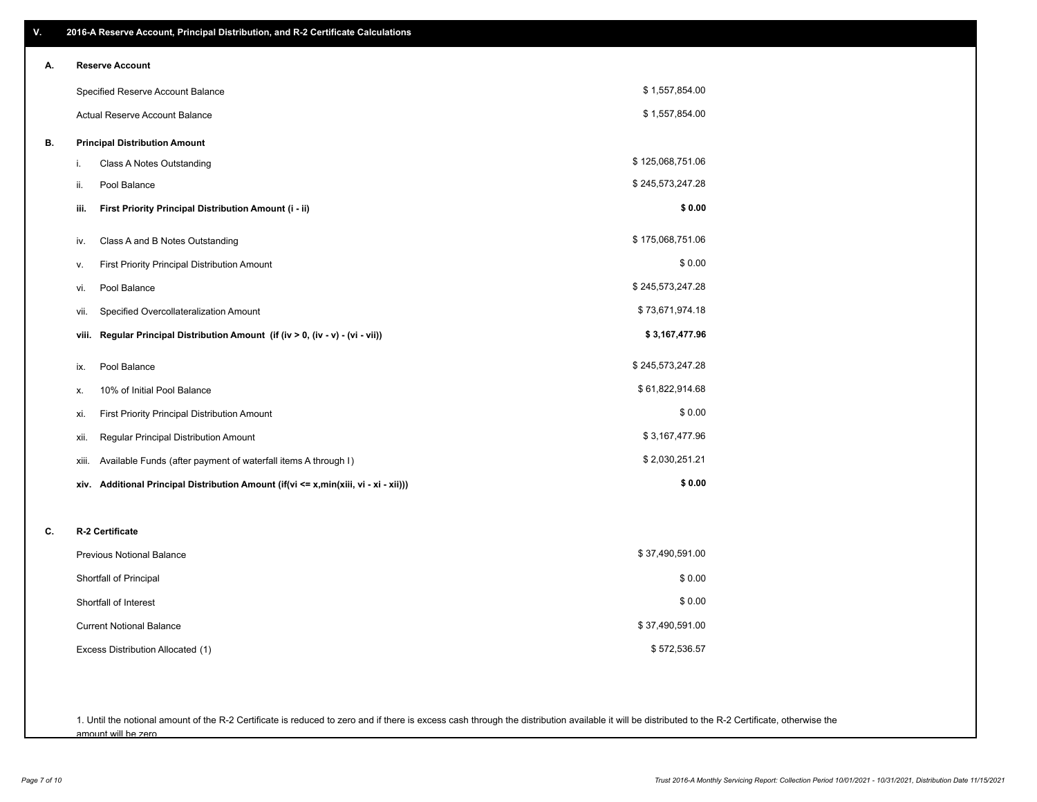## V. 2016-A Reserve Account, Principal Distribution, and R-2 Certificate Calculations

### A. Reserve Account

| | |
|---|---|
| Specified Reserve Account Balance | $ 1,557,854.00 |
| Actual Reserve Account Balance | $ 1,557,854.00 |

### B. Principal Distribution Amount

| | | |
|---|---|---|
| i. | Class A Notes Outstanding | $ 125,068,751.06 |
| ii. | Pool Balance | $ 245,573,247.28 |
| **iii.** | **First Priority Principal Distribution Amount (i - ii)** | **$ 0.00** |
| iv. | Class A and B Notes Outstanding | $ 175,068,751.06 |
| v. | First Priority Principal Distribution Amount | $ 0.00 |
| vi. | Pool Balance | $ 245,573,247.28 |
| vii. | Specified Overcollateralization Amount | $ 73,671,974.18 |
| **viii.** | **Regular Principal Distribution Amount (if (iv > 0, (iv - v) - (vi - vii))** | **$ 3,167,477.96** |
| ix. | Pool Balance | $ 245,573,247.28 |
| x. | 10% of Initial Pool Balance | $ 61,822,914.68 |
| xi. | First Priority Principal Distribution Amount | $ 0.00 |
| xii. | Regular Principal Distribution Amount | $ 3,167,477.96 |
| xiii. | Available Funds (after payment of waterfall items A through I) | $ 2,030,251.21 |
| **xiv.** | **Additional Principal Distribution Amount (if(vi <= x,min(xiii, vi - xi - xii)))** | **$ 0.00** |

### C. R-2 Certificate

| | |
|---|---|
| Previous Notional Balance | $ 37,490,591.00 |
| Shortfall of Principal | $ 0.00 |
| Shortfall of Interest | $ 0.00 |
| Current Notional Balance | $ 37,490,591.00 |
| Excess Distribution Allocated (1) | $ 572,536.57 |

1. Until the notional amount of the R-2 Certificate is reduced to zero and if there is excess cash through the distribution available it will be distributed to the R-2 Certificate, otherwise the amount will be zero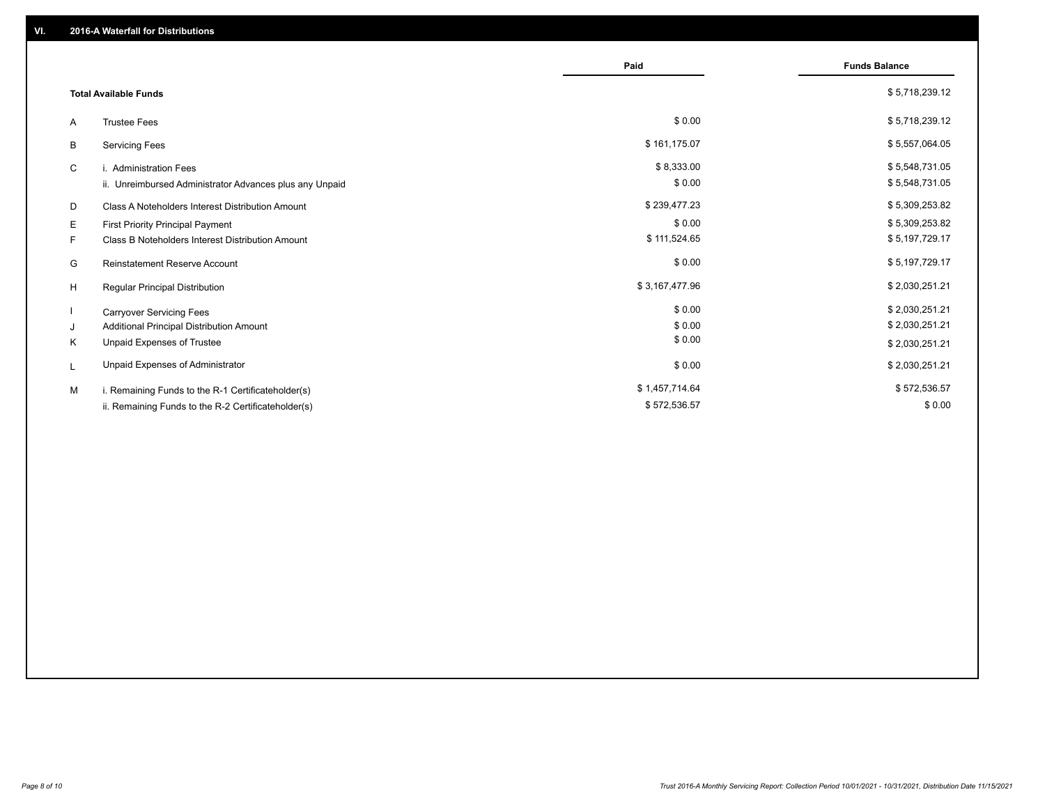## VI. 2016-A Waterfall for Distributions

| | | Paid | Funds Balance |
|---|---|---|---|
| | **Total Available Funds** | | $ 5,718,239.12 |
| A | Trustee Fees | $ 0.00 | $ 5,718,239.12 |
| B | Servicing Fees | $ 161,175.07 | $ 5,557,064.05 |
| C | i. Administration Fees | $ 8,333.00 | $ 5,548,731.05 |
| | ii. Unreimbursed Administrator Advances plus any Unpaid | $ 0.00 | $ 5,548,731.05 |
| D | Class A Noteholders Interest Distribution Amount | $ 239,477.23 | $ 5,309,253.82 |
| E | First Priority Principal Payment | $ 0.00 | $ 5,309,253.82 |
| F | Class B Noteholders Interest Distribution Amount | $ 111,524.65 | $ 5,197,729.17 |
| G | Reinstatement Reserve Account | $ 0.00 | $ 5,197,729.17 |
| H | Regular Principal Distribution | $ 3,167,477.96 | $ 2,030,251.21 |
| I | Carryover Servicing Fees | $ 0.00 | $ 2,030,251.21 |
| J | Additional Principal Distribution Amount | $ 0.00 | $ 2,030,251.21 |
| K | Unpaid Expenses of Trustee | $ 0.00 | $ 2,030,251.21 |
| L | Unpaid Expenses of Administrator | $ 0.00 | $ 2,030,251.21 |
| M | i. Remaining Funds to the R-1 Certificateholder(s) | $ 1,457,714.64 | $ 572,536.57 |
| | ii. Remaining Funds to the R-2 Certificateholder(s) | $ 572,536.57 | $ 0.00 |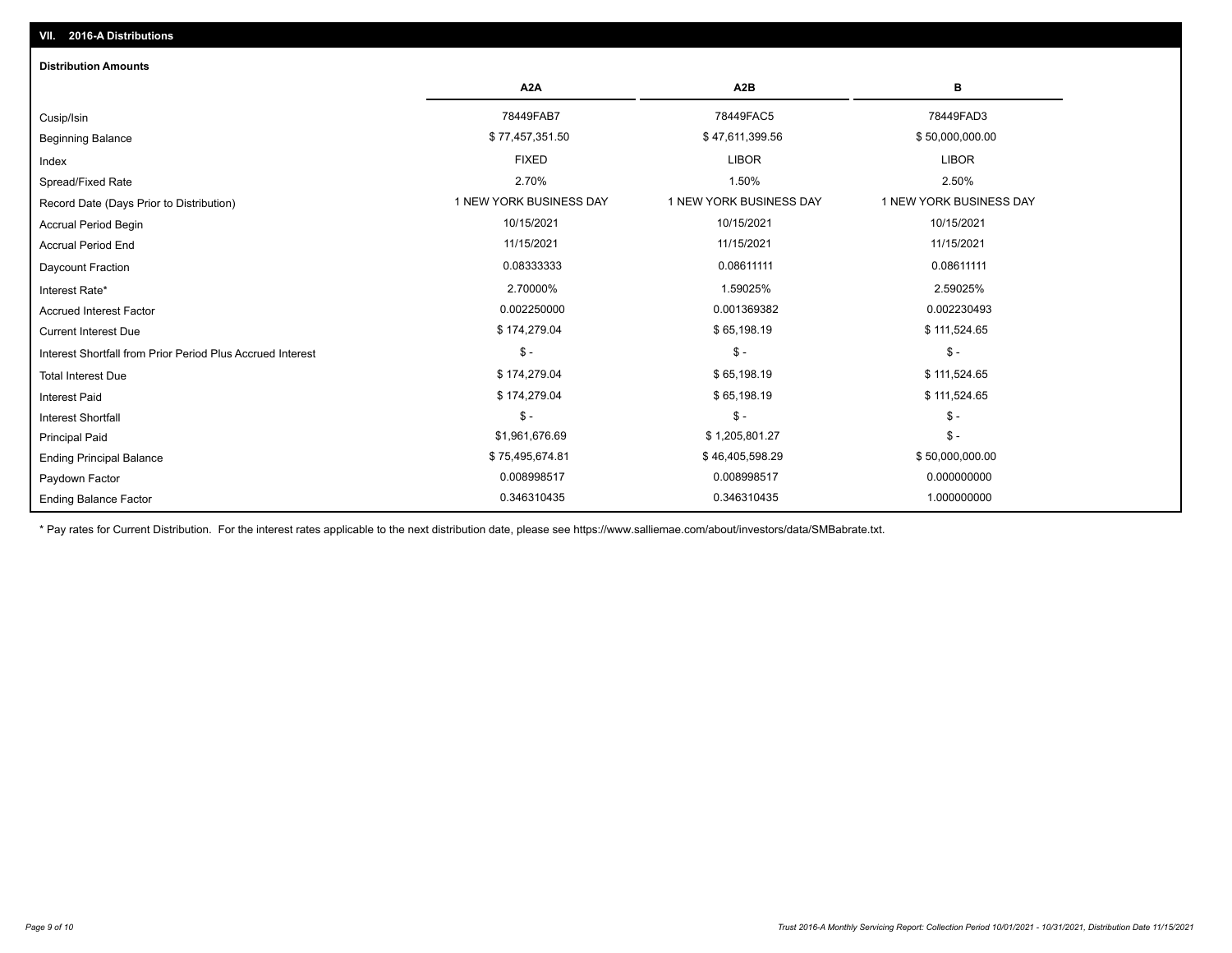## VII. 2016-A Distributions

### Distribution Amounts

| | A2A | A2B | B |
|---|---|---|---|
| Cusip/Isin | 78449FAB7 | 78449FAC5 | 78449FAD3 |
| Beginning Balance | $ 77,457,351.50 | $ 47,611,399.56 | $ 50,000,000.00 |
| Index | FIXED | LIBOR | LIBOR |
| Spread/Fixed Rate | 2.70% | 1.50% | 2.50% |
| Record Date (Days Prior to Distribution) | 1 NEW YORK BUSINESS DAY | 1 NEW YORK BUSINESS DAY | 1 NEW YORK BUSINESS DAY |
| Accrual Period Begin | 10/15/2021 | 10/15/2021 | 10/15/2021 |
| Accrual Period End | 11/15/2021 | 11/15/2021 | 11/15/2021 |
| Daycount Fraction | 0.08333333 | 0.08611111 | 0.08611111 |
| Interest Rate* | 2.70000% | 1.59025% | 2.59025% |
| Accrued Interest Factor | 0.002250000 | 0.001369382 | 0.002230493 |
| Current Interest Due | $ 174,279.04 | $ 65,198.19 | $ 111,524.65 |
| Interest Shortfall from Prior Period Plus Accrued Interest | $ - | $ - | $ - |
| Total Interest Due | $ 174,279.04 | $ 65,198.19 | $ 111,524.65 |
| Interest Paid | $ 174,279.04 | $ 65,198.19 | $ 111,524.65 |
| Interest Shortfall | $ - | $ - | $ - |
| Principal Paid | $1,961,676.69 | $ 1,205,801.27 | $ - |
| Ending Principal Balance | $ 75,495,674.81 | $ 46,405,598.29 | $ 50,000,000.00 |
| Paydown Factor | 0.008998517 | 0.008998517 | 0.000000000 |
| Ending Balance Factor | 0.346310435 | 0.346310435 | 1.000000000 |

* Pay rates for Current Distribution. For the interest rates applicable to the next distribution date, please see https://www.salliemae.com/about/investors/data/SMBabrate.txt.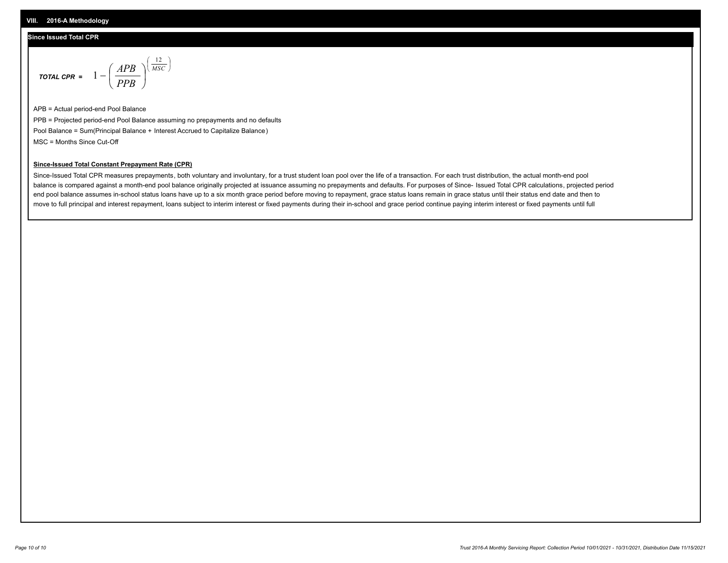## VIII. 2016-A Methodology

### Since Issued Total CPR

$$\textbf{\textit{TOTAL CPR}} = 1 - \left( \frac{APB}{PPB} \right)^{\left( \frac{12}{MSC} \right)}$$

APB = Actual period-end Pool Balance

PPB = Projected period-end Pool Balance assuming no prepayments and no defaults

Pool Balance = Sum(Principal Balance + Interest Accrued to Capitalize Balance)

MSC = Months Since Cut-Off

**Since-Issued Total Constant Prepayment Rate (CPR)**

Since-Issued Total CPR measures prepayments, both voluntary and involuntary, for a trust student loan pool over the life of a transaction. For each trust distribution, the actual month-end pool balance is compared against a month-end pool balance originally projected at issuance assuming no prepayments and defaults. For purposes of Since- Issued Total CPR calculations, projected period end pool balance assumes in-school status loans have up to a six month grace period before moving to repayment, grace status loans remain in grace status until their status end date and then to move to full principal and interest repayment, loans subject to interim interest or fixed payments during their in-school and grace period continue paying interim interest or fixed payments until full